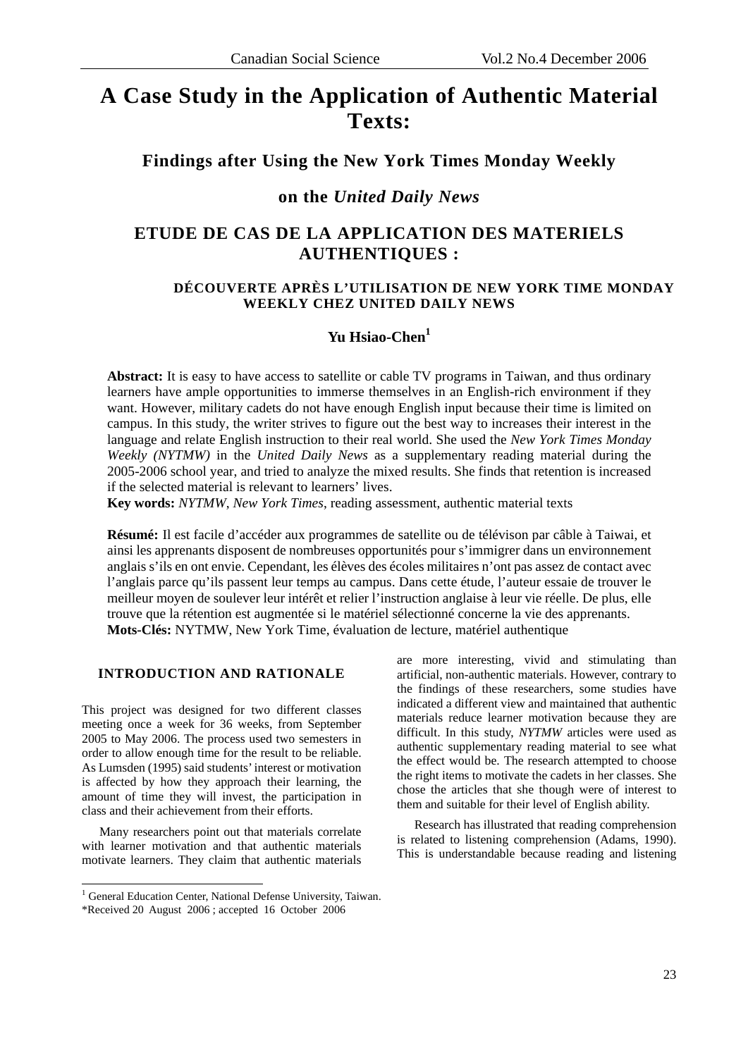# A Case Study in the Application of Authentic Material Texts:

### Findings after Using the New York Times Monday Weekly

### on the *United Daily News*

# ETUDE DE CAS DE LA APPLICATION DES MATERIELS AUTHENTIQUES :

#### DÉCOUVERTE APRÈS L'UTILISATION DE NEW YORK TIME MONDAY WEEKLY CHEZ UNITED DAILY NEWS

**Yu Hsiao-Chen**[1]

**Abstract:** It is easy to have access to satellite or cable TV programs in Taiwan, and thus ordinary learners have ample opportunities to immerse themselves in an English-rich environment if they want. However, military cadets do not have enough English input because their time is limited on campus. In this study, the writer strives to figure out the best way to increases their interest in the language and relate English instruction to their real world. She used the *New York Times Monday Weekly (NYTMW)* in the *United Daily News* as a supplementary reading material during the 2005-2006 school year, and tried to analyze the mixed results. She finds that retention is increased if the selected material is relevant to learners' lives.

**Key words:** *NYTMW*, *New York Times*, reading assessment, authentic material texts

**Résumé:** Il est facile d'accéder aux programmes de satellite ou de télévison par câble à Taiwai, et ainsi les apprenants disposent de nombreuses opportunités pour s'immigrer dans un environnement anglais s'ils en ont envie. Cependant, les élèves des écoles militaires n'ont pas assez de contact avec l'anglais parce qu'ils passent leur temps au campus. Dans cette étude, l'auteur essaie de trouver le meilleur moyen de soulever leur intérêt et relier l'instruction anglaise à leur vie réelle. De plus, elle trouve que la rétention est augmentée si le matériel sélectionné concerne la vie des apprenants.

**Mots-Clés:** NYTMW, New York Time, évaluation de lecture, matériel authentique

## INTRODUCTION AND RATIONALE

This project was designed for two different classes meeting once a week for 36 weeks, from September 2005 to May 2006. The process used two semesters in order to allow enough time for the result to be reliable. As Lumsden (1995) said students' interest or motivation is affected by how they approach their learning, the amount of time they will invest, the participation in class and their achievement from their efforts.

Many researchers point out that materials correlate with learner motivation and that authentic materials motivate learners. They claim that authentic materials are more interesting, vivid and stimulating than artificial, non-authentic materials. However, contrary to the findings of these researchers, some studies have indicated a different view and maintained that authentic materials reduce learner motivation because they are difficult. In this study, *NYTMW* articles were used as authentic supplementary reading material to see what the effect would be. The research attempted to choose the right items to motivate the cadets in her classes. She chose the articles that she though were of interest to them and suitable for their level of English ability.

Research has illustrated that reading comprehension is related to listening comprehension (Adams, 1990). This is understandable because reading and listening

---

[1] General Education Center, National Defense University, Taiwan.

*Received 20 August 2006 ; accepted 16 October 2006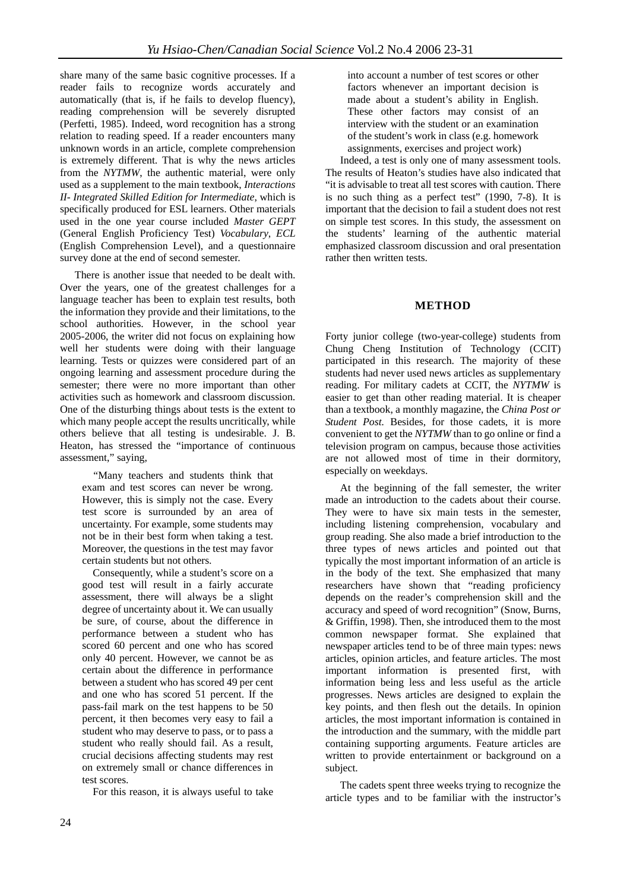share many of the same basic cognitive processes. If a reader fails to recognize words accurately and automatically (that is, if he fails to develop fluency), reading comprehension will be severely disrupted (Perfetti, 1985). Indeed, word recognition has a strong relation to reading speed. If a reader encounters many unknown words in an article, complete comprehension is extremely different. That is why the news articles from the *NYTMW*, the authentic material, were only used as a supplement to the main textbook, *Interactions II- Integrated Skilled Edition for Intermediate*, which is specifically produced for ESL learners. Other materials used in the one year course included *Master GEPT* (General English Proficiency Test) *Vocabulary*, *ECL* (English Comprehension Level), and a questionnaire survey done at the end of second semester.

There is another issue that needed to be dealt with. Over the years, one of the greatest challenges for a language teacher has been to explain test results, both the information they provide and their limitations, to the school authorities. However, in the school year 2005-2006, the writer did not focus on explaining how well her students were doing with their language learning. Tests or quizzes were considered part of an ongoing learning and assessment procedure during the semester; there were no more important than other activities such as homework and classroom discussion. One of the disturbing things about tests is the extent to which many people accept the results uncritically, while others believe that all testing is undesirable. J. B. Heaton, has stressed the "importance of continuous assessment," saying,

> "Many teachers and students think that exam and test scores can never be wrong. However, this is simply not the case. Every test score is surrounded by an area of uncertainty. For example, some students may not be in their best form when taking a test. Moreover, the questions in the test may favor certain students but not others.
>
> Consequently, while a student's score on a good test will result in a fairly accurate assessment, there will always be a slight degree of uncertainty about it. We can usually be sure, of course, about the difference in performance between a student who has scored 60 percent and one who has scored only 40 percent. However, we cannot be as certain about the difference in performance between a student who has scored 49 per cent and one who has scored 51 percent. If the pass-fail mark on the test happens to be 50 percent, it then becomes very easy to fail a student who may deserve to pass, or to pass a student who really should fail. As a result, crucial decisions affecting students may rest on extremely small or chance differences in test scores.
>
> For this reason, it is always useful to take into account a number of test scores or other factors whenever an important decision is made about a student's ability in English. These other factors may consist of an interview with the student or an examination of the student's work in class (e.g. homework assignments, exercises and project work)

Indeed, a test is only one of many assessment tools. The results of Heaton's studies have also indicated that "it is advisable to treat all test scores with caution. There is no such thing as a perfect test" (1990, 7-8). It is important that the decision to fail a student does not rest on simple test scores. In this study, the assessment on the students' learning of the authentic material emphasized classroom discussion and oral presentation rather then written tests.

## METHOD

Forty junior college (two-year-college) students from Chung Cheng Institution of Technology (CCIT) participated in this research. The majority of these students had never used news articles as supplementary reading. For military cadets at CCIT, the *NYTMW* is easier to get than other reading material. It is cheaper than a textbook, a monthly magazine, the *China Post or Student Post.* Besides, for those cadets, it is more convenient to get the *NYTMW* than to go online or find a television program on campus, because those activities are not allowed most of time in their dormitory, especially on weekdays.

At the beginning of the fall semester, the writer made an introduction to the cadets about their course. They were to have six main tests in the semester, including listening comprehension, vocabulary and group reading. She also made a brief introduction to the three types of news articles and pointed out that typically the most important information of an article is in the body of the text. She emphasized that many researchers have shown that "reading proficiency depends on the reader's comprehension skill and the accuracy and speed of word recognition" (Snow, Burns, & Griffin, 1998). Then, she introduced them to the most common newspaper format. She explained that newspaper articles tend to be of three main types: news articles, opinion articles, and feature articles. The most important information is presented first, with information being less and less useful as the article progresses. News articles are designed to explain the key points, and then flesh out the details. In opinion articles, the most important information is contained in the introduction and the summary, with the middle part containing supporting arguments. Feature articles are written to provide entertainment or background on a subject.

The cadets spent three weeks trying to recognize the article types and to be familiar with the instructor's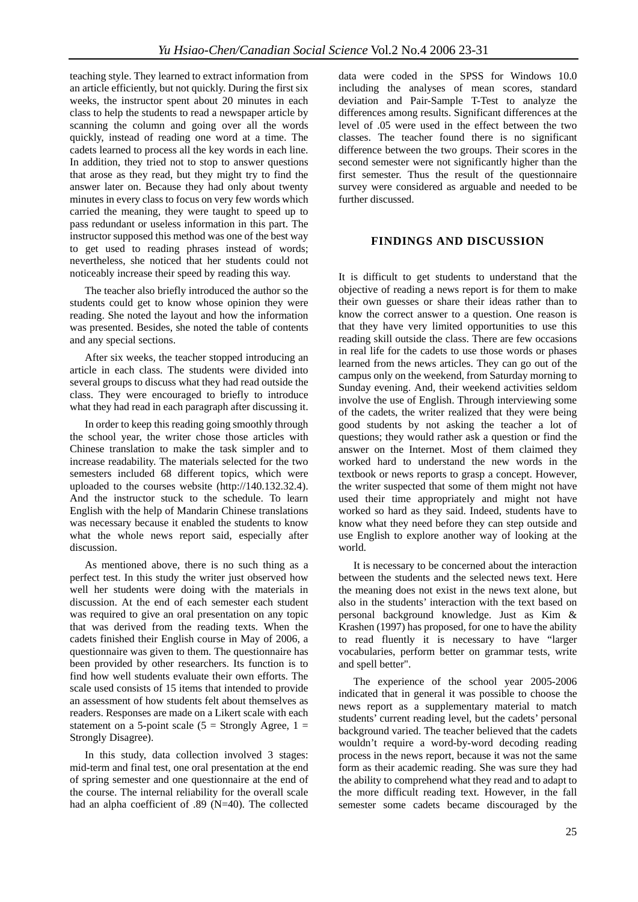teaching style. They learned to extract information from an article efficiently, but not quickly. During the first six weeks, the instructor spent about 20 minutes in each class to help the students to read a newspaper article by scanning the column and going over all the words quickly, instead of reading one word at a time. The cadets learned to process all the key words in each line. In addition, they tried not to stop to answer questions that arose as they read, but they might try to find the answer later on. Because they had only about twenty minutes in every class to focus on very few words which carried the meaning, they were taught to speed up to pass redundant or useless information in this part. The instructor supposed this method was one of the best way to get used to reading phrases instead of words; nevertheless, she noticed that her students could not noticeably increase their speed by reading this way.

The teacher also briefly introduced the author so the students could get to know whose opinion they were reading. She noted the layout and how the information was presented. Besides, she noted the table of contents and any special sections.

After six weeks, the teacher stopped introducing an article in each class. The students were divided into several groups to discuss what they had read outside the class. They were encouraged to briefly to introduce what they had read in each paragraph after discussing it.

In order to keep this reading going smoothly through the school year, the writer chose those articles with Chinese translation to make the task simpler and to increase readability. The materials selected for the two semesters included 68 different topics, which were uploaded to the courses website (http://140.132.32.4). And the instructor stuck to the schedule. To learn English with the help of Mandarin Chinese translations was necessary because it enabled the students to know what the whole news report said, especially after discussion.

As mentioned above, there is no such thing as a perfect test. In this study the writer just observed how well her students were doing with the materials in discussion. At the end of each semester each student was required to give an oral presentation on any topic that was derived from the reading texts. When the cadets finished their English course in May of 2006, a questionnaire was given to them. The questionnaire has been provided by other researchers. Its function is to find how well students evaluate their own efforts. The scale used consists of 15 items that intended to provide an assessment of how students felt about themselves as readers. Responses are made on a Likert scale with each statement on a 5-point scale (5 = Strongly Agree, 1 = Strongly Disagree).

In this study, data collection involved 3 stages: mid-term and final test, one oral presentation at the end of spring semester and one questionnaire at the end of the course. The internal reliability for the overall scale had an alpha coefficient of .89 (N=40). The collected data were coded in the SPSS for Windows 10.0 including the analyses of mean scores, standard deviation and Pair-Sample T-Test to analyze the differences among results. Significant differences at the level of .05 were used in the effect between the two classes. The teacher found there is no significant difference between the two groups. Their scores in the second semester were not significantly higher than the first semester. Thus the result of the questionnaire survey were considered as arguable and needed to be further discussed.

## FINDINGS AND DISCUSSION

It is difficult to get students to understand that the objective of reading a news report is for them to make their own guesses or share their ideas rather than to know the correct answer to a question. One reason is that they have very limited opportunities to use this reading skill outside the class. There are few occasions in real life for the cadets to use those words or phases learned from the news articles. They can go out of the campus only on the weekend, from Saturday morning to Sunday evening. And, their weekend activities seldom involve the use of English. Through interviewing some of the cadets, the writer realized that they were being good students by not asking the teacher a lot of questions; they would rather ask a question or find the answer on the Internet. Most of them claimed they worked hard to understand the new words in the textbook or news reports to grasp a concept. However, the writer suspected that some of them might not have used their time appropriately and might not have worked so hard as they said. Indeed, students have to know what they need before they can step outside and use English to explore another way of looking at the world.

It is necessary to be concerned about the interaction between the students and the selected news text. Here the meaning does not exist in the news text alone, but also in the students' interaction with the text based on personal background knowledge. Just as Kim & Krashen (1997) has proposed, for one to have the ability to read fluently it is necessary to have "larger vocabularies, perform better on grammar tests, write and spell better".

The experience of the school year 2005-2006 indicated that in general it was possible to choose the news report as a supplementary material to match students' current reading level, but the cadets' personal background varied. The teacher believed that the cadets wouldn't require a word-by-word decoding reading process in the news report, because it was not the same form as their academic reading. She was sure they had the ability to comprehend what they read and to adapt to the more difficult reading text. However, in the fall semester some cadets became discouraged by the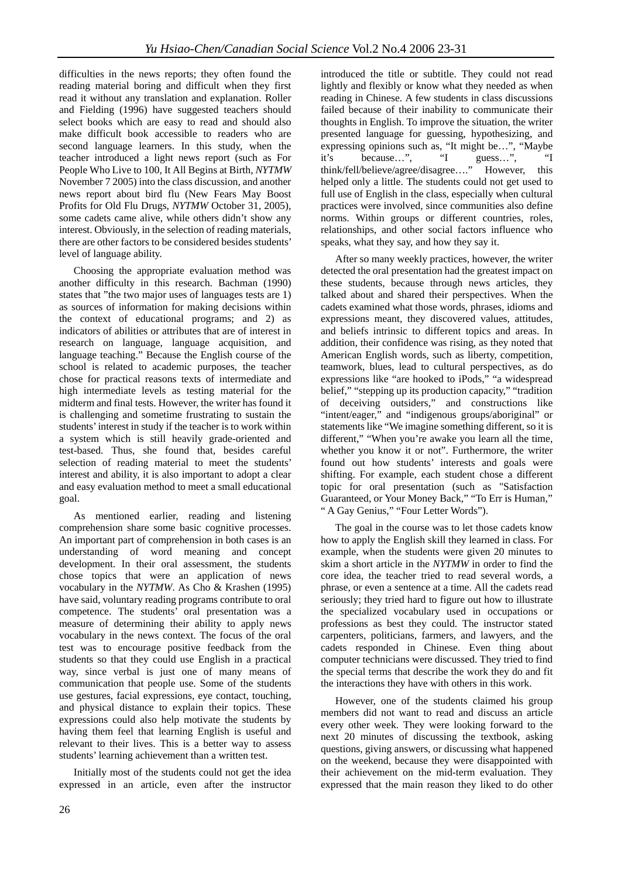difficulties in the news reports; they often found the reading material boring and difficult when they first read it without any translation and explanation. Roller and Fielding (1996) have suggested teachers should select books which are easy to read and should also make difficult book accessible to readers who are second language learners. In this study, when the teacher introduced a light news report (such as For People Who Live to 100, It All Begins at Birth, *NYTMW* November 7 2005) into the class discussion, and another news report about bird flu (New Fears May Boost Profits for Old Flu Drugs, *NYTMW* October 31, 2005), some cadets came alive, while others didn't show any interest. Obviously, in the selection of reading materials, there are other factors to be considered besides students' level of language ability.

Choosing the appropriate evaluation method was another difficulty in this research. Bachman (1990) states that "the two major uses of languages tests are 1) as sources of information for making decisions within the context of educational programs; and 2) as indicators of abilities or attributes that are of interest in research on language, language acquisition, and language teaching." Because the English course of the school is related to academic purposes, the teacher chose for practical reasons texts of intermediate and high intermediate levels as testing material for the midterm and final tests. However, the writer has found it is challenging and sometime frustrating to sustain the students' interest in study if the teacher is to work within a system which is still heavily grade-oriented and test-based. Thus, she found that, besides careful selection of reading material to meet the students' interest and ability, it is also important to adopt a clear and easy evaluation method to meet a small educational goal.

As mentioned earlier, reading and listening comprehension share some basic cognitive processes. An important part of comprehension in both cases is an understanding of word meaning and concept development. In their oral assessment, the students chose topics that were an application of news vocabulary in the *NYTMW*. As Cho & Krashen (1995) have said, voluntary reading programs contribute to oral competence. The students' oral presentation was a measure of determining their ability to apply news vocabulary in the news context. The focus of the oral test was to encourage positive feedback from the students so that they could use English in a practical way, since verbal is just one of many means of communication that people use. Some of the students use gestures, facial expressions, eye contact, touching, and physical distance to explain their topics. These expressions could also help motivate the students by having them feel that learning English is useful and relevant to their lives. This is a better way to assess students' learning achievement than a written test.

Initially most of the students could not get the idea expressed in an article, even after the instructor introduced the title or subtitle. They could not read lightly and flexibly or know what they needed as when reading in Chinese. A few students in class discussions failed because of their inability to communicate their thoughts in English. To improve the situation, the writer presented language for guessing, hypothesizing, and expressing opinions such as, "It might be…", "Maybe it's because…", "I guess…", "I think/fell/believe/agree/disagree…." However, this helped only a little. The students could not get used to full use of English in the class, especially when cultural practices were involved, since communities also define norms. Within groups or different countries, roles, relationships, and other social factors influence who speaks, what they say, and how they say it.

After so many weekly practices, however, the writer detected the oral presentation had the greatest impact on these students, because through news articles, they talked about and shared their perspectives. When the cadets examined what those words, phrases, idioms and expressions meant, they discovered values, attitudes, and beliefs intrinsic to different topics and areas. In addition, their confidence was rising, as they noted that American English words, such as liberty, competition, teamwork, blues, lead to cultural perspectives, as do expressions like "are hooked to iPods," "a widespread belief," "stepping up its production capacity," "tradition of deceiving outsiders," and constructions like "intent/eager," and "indigenous groups/aboriginal" or statements like "We imagine something different, so it is different," "When you're awake you learn all the time, whether you know it or not". Furthermore, the writer found out how students' interests and goals were shifting. For example, each student chose a different topic for oral presentation (such as "Satisfaction Guaranteed, or Your Money Back," "To Err is Human," " A Gay Genius," "Four Letter Words").

The goal in the course was to let those cadets know how to apply the English skill they learned in class. For example, when the students were given 20 minutes to skim a short article in the *NYTMW* in order to find the core idea, the teacher tried to read several words, a phrase, or even a sentence at a time. All the cadets read seriously; they tried hard to figure out how to illustrate the specialized vocabulary used in occupations or professions as best they could. The instructor stated carpenters, politicians, farmers, and lawyers, and the cadets responded in Chinese. Even thing about computer technicians were discussed. They tried to find the special terms that describe the work they do and fit the interactions they have with others in this work.

However, one of the students claimed his group members did not want to read and discuss an article every other week. They were looking forward to the next 20 minutes of discussing the textbook, asking questions, giving answers, or discussing what happened on the weekend, because they were disappointed with their achievement on the mid-term evaluation. They expressed that the main reason they liked to do other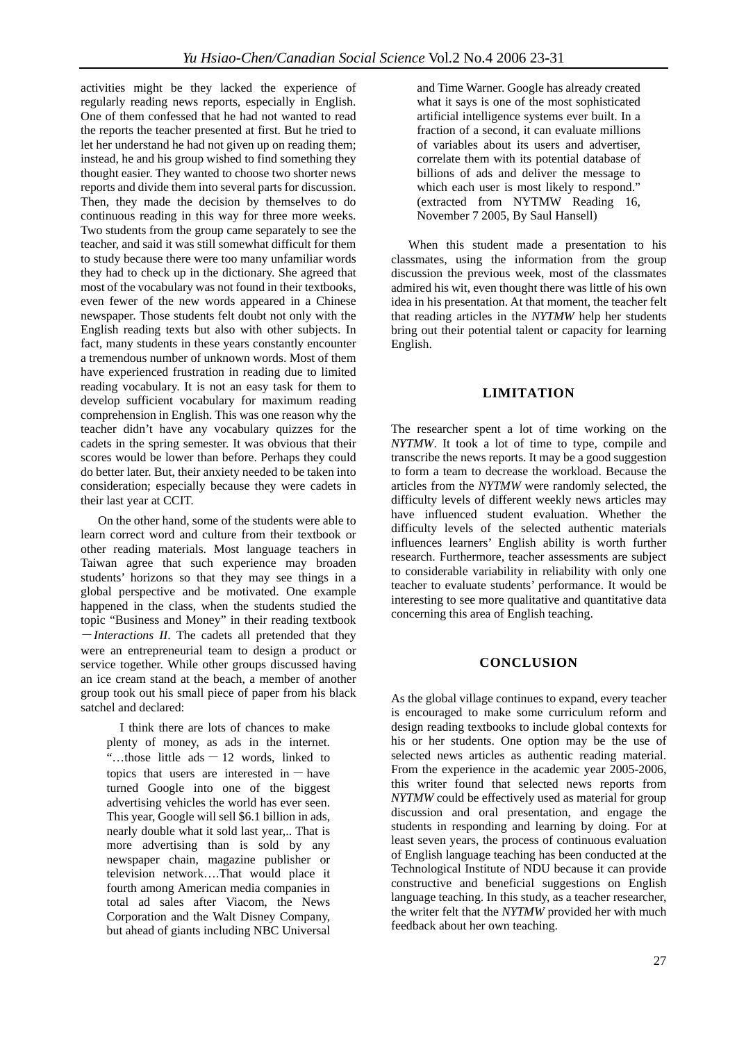activities might be they lacked the experience of regularly reading news reports, especially in English. One of them confessed that he had not wanted to read the reports the teacher presented at first. But he tried to let her understand he had not given up on reading them; instead, he and his group wished to find something they thought easier. They wanted to choose two shorter news reports and divide them into several parts for discussion. Then, they made the decision by themselves to do continuous reading in this way for three more weeks. Two students from the group came separately to see the teacher, and said it was still somewhat difficult for them to study because there were too many unfamiliar words they had to check up in the dictionary. She agreed that most of the vocabulary was not found in their textbooks, even fewer of the new words appeared in a Chinese newspaper. Those students felt doubt not only with the English reading texts but also with other subjects. In fact, many students in these years constantly encounter a tremendous number of unknown words. Most of them have experienced frustration in reading due to limited reading vocabulary. It is not an easy task for them to develop sufficient vocabulary for maximum reading comprehension in English. This was one reason why the teacher didn't have any vocabulary quizzes for the cadets in the spring semester. It was obvious that their scores would be lower than before. Perhaps they could do better later. But, their anxiety needed to be taken into consideration; especially because they were cadets in their last year at CCIT.

On the other hand, some of the students were able to learn correct word and culture from their textbook or other reading materials. Most language teachers in Taiwan agree that such experience may broaden students' horizons so that they may see things in a global perspective and be motivated. One example happened in the class, when the students studied the topic "Business and Money" in their reading textbook －*Interactions II*. The cadets all pretended that they were an entrepreneurial team to design a product or service together. While other groups discussed having an ice cream stand at the beach, a member of another group took out his small piece of paper from his black satchel and declared:

> I think there are lots of chances to make plenty of money, as ads in the internet. "…those little ads － 12 words, linked to topics that users are interested in － have turned Google into one of the biggest advertising vehicles the world has ever seen. This year, Google will sell $6.1 billion in ads, nearly double what it sold last year,.. That is more advertising than is sold by any newspaper chain, magazine publisher or television network….That would place it fourth among American media companies in total ad sales after Viacom, the News Corporation and the Walt Disney Company, but ahead of giants including NBC Universal and Time Warner. Google has already created what it says is one of the most sophisticated artificial intelligence systems ever built. In a fraction of a second, it can evaluate millions of variables about its users and advertiser, correlate them with its potential database of billions of ads and deliver the message to which each user is most likely to respond." (extracted from NYTMW Reading 16, November 7 2005, By Saul Hansell)

When this student made a presentation to his classmates, using the information from the group discussion the previous week, most of the classmates admired his wit, even thought there was little of his own idea in his presentation. At that moment, the teacher felt that reading articles in the *NYTMW* help her students bring out their potential talent or capacity for learning English.

## LIMITATION

The researcher spent a lot of time working on the *NYTMW*. It took a lot of time to type, compile and transcribe the news reports. It may be a good suggestion to form a team to decrease the workload. Because the articles from the *NYTMW* were randomly selected, the difficulty levels of different weekly news articles may have influenced student evaluation. Whether the difficulty levels of the selected authentic materials influences learners' English ability is worth further research. Furthermore, teacher assessments are subject to considerable variability in reliability with only one teacher to evaluate students' performance. It would be interesting to see more qualitative and quantitative data concerning this area of English teaching.

## CONCLUSION

As the global village continues to expand, every teacher is encouraged to make some curriculum reform and design reading textbooks to include global contexts for his or her students. One option may be the use of selected news articles as authentic reading material. From the experience in the academic year 2005-2006, this writer found that selected news reports from *NYTMW* could be effectively used as material for group discussion and oral presentation, and engage the students in responding and learning by doing. For at least seven years, the process of continuous evaluation of English language teaching has been conducted at the Technological Institute of NDU because it can provide constructive and beneficial suggestions on English language teaching. In this study, as a teacher researcher, the writer felt that the *NYTMW* provided her with much feedback about her own teaching.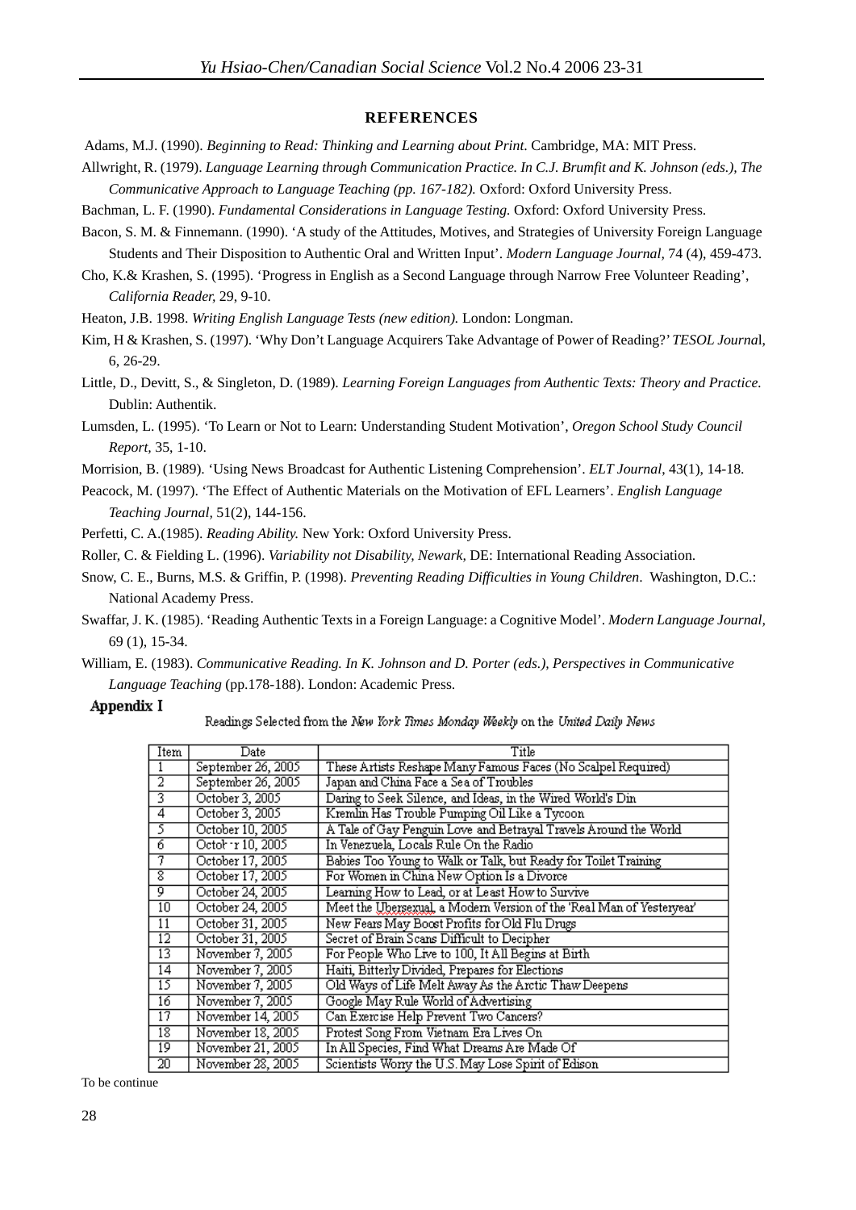## REFERENCES

Adams, M.J. (1990). *Beginning to Read: Thinking and Learning about Print.* Cambridge, MA: MIT Press.

Allwright, R. (1979). *Language Learning through Communication Practice. In C.J. Brumfit and K. Johnson (eds.), The Communicative Approach to Language Teaching (pp. 167-182).* Oxford: Oxford University Press.

Bachman, L. F. (1990). *Fundamental Considerations in Language Testing.* Oxford: Oxford University Press.

Bacon, S. M. & Finnemann. (1990). 'A study of the Attitudes, Motives, and Strategies of University Foreign Language Students and Their Disposition to Authentic Oral and Written Input'. *Modern Language Journal,* 74 (4), 459-473.

Cho, K.& Krashen, S. (1995). 'Progress in English as a Second Language through Narrow Free Volunteer Reading', *California Reader,* 29, 9-10.

Heaton, J.B. 1998. *Writing English Language Tests (new edition).* London: Longman.

Kim, H & Krashen, S. (1997). 'Why Don't Language Acquirers Take Advantage of Power of Reading?' *TESOL Journa*l, 6, 26-29.

Little, D., Devitt, S., & Singleton, D. (1989). *Learning Foreign Languages from Authentic Texts: Theory and Practice.* Dublin: Authentik.

Lumsden, L. (1995). 'To Learn or Not to Learn: Understanding Student Motivation', *Oregon School Study Council Report,* 35, 1-10.

Morrision, B. (1989). 'Using News Broadcast for Authentic Listening Comprehension'. *ELT Journal*, 43(1), 14-18.

Peacock, M. (1997). 'The Effect of Authentic Materials on the Motivation of EFL Learners'. *English Language Teaching Journal,* 51(2), 144-156.

Perfetti, C. A.(1985). *Reading Ability.* New York: Oxford University Press.

Roller, C. & Fielding L. (1996). *Variability not Disability, Newark,* DE: International Reading Association.

Snow, C. E., Burns, M.S. & Griffin, P. (1998). *Preventing Reading Difficulties in Young Children*. Washington, D.C.: National Academy Press.

Swaffar, J. K. (1985). 'Reading Authentic Texts in a Foreign Language: a Cognitive Model'. *Modern Language Journal*, 69 (1), 15-34.

William, E. (1983). *Communicative Reading. In K. Johnson and D. Porter (eds.), Perspectives in Communicative Language Teaching* (pp.178-188). London: Academic Press.

**Appendix I**

Readings Selected from the *New York Times Monday Weekly* on the *United Daily News*

| Item | Date | Title |
|---|---|---|
| 1 | September 26, 2005 | These Artists Reshape Many Famous Faces (No Scalpel Required) |
| 2 | September 26, 2005 | Japan and China Face a Sea of Troubles |
| 3 | October 3, 2005 | Daring to Seek Silence, and Ideas, in the Wired World's Din |
| 4 | October 3, 2005 | Kremlin Has Trouble Pumping Oil Like a Tycoon |
| 5 | October 10, 2005 | A Tale of Gay Penguin Love and Betrayal Travels Around the World |
| 6 | October 10, 2005 | In Venezuela, Locals Rule On the Radio |
| 7 | October 17, 2005 | Babies Too Young to Walk or Talk, but Ready for Toilet Training |
| 8 | October 17, 2005 | For Women in China New Option Is a Divorce |
| 9 | October 24, 2005 | Learning How to Lead, or at Least How to Survive |
| 10 | October 24, 2005 | Meet the Ubersexual, a Modern Version of the 'Real Man of Yesteryear' |
| 11 | October 31, 2005 | New Fears May Boost Profits for Old Flu Drugs |
| 12 | October 31, 2005 | Secret of Brain Scans Difficult to Decipher |
| 13 | November 7, 2005 | For People Who Live to 100, It All Begins at Birth |
| 14 | November 7, 2005 | Haiti, Bitterly Divided, Prepares for Elections |
| 15 | November 7, 2005 | Old Ways of Life Melt Away As the Arctic Thaw Deepens |
| 16 | November 7, 2005 | Google May Rule World of Advertising |
| 17 | November 14, 2005 | Can Exercise Help Prevent Two Cancers? |
| 18 | November 18, 2005 | Protest Song From Vietnam Era Lives On |
| 19 | November 21, 2005 | In All Species, Find What Dreams Are Made Of |
| 20 | November 28, 2005 | Scientists Worry the U.S. May Lose Spirit of Edison |

To be continue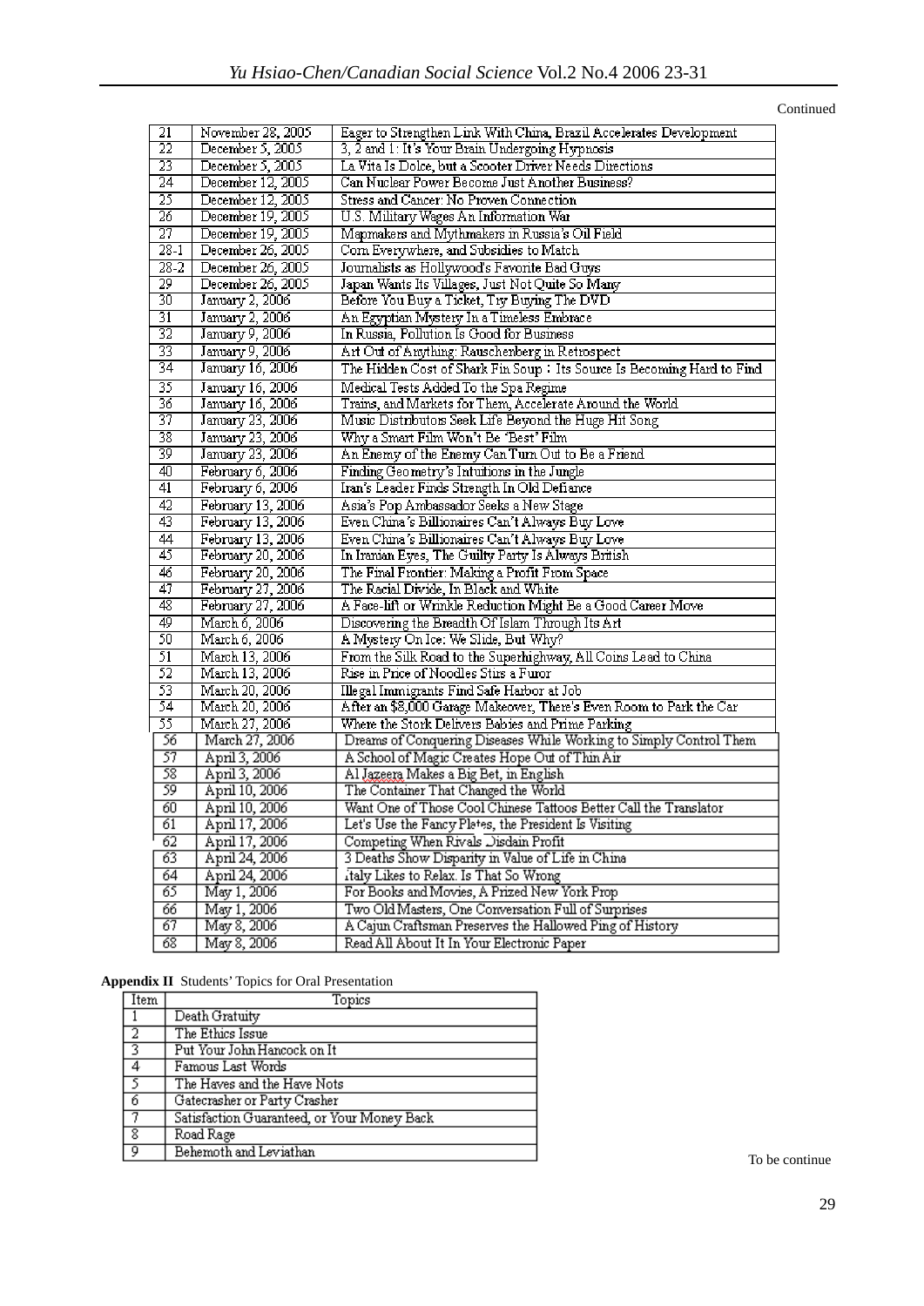Continued

| 21 | November 28, 2005 | Eager to Strengthen Link With China, Brazil Accelerates Development |
|---|---|---|
| 22 | December 5, 2005 | 3, 2 and 1: It's Your Brain Undergoing Hypnosis |
| 23 | December 5, 2005 | La Vita Is Dolce, but a Scooter Driver Needs Directions |
| 24 | December 12, 2005 | Can Nuclear Power Become Just Another Business? |
| 25 | December 12, 2005 | Stress and Cancer: No Proven Connection |
| 26 | December 19, 2005 | U.S. Military Wages An Information War |
| 27 | December 19, 2005 | Mapmakers and Mythmakers in Russia's Oil Field |
| 28-1 | December 26, 2005 | Corn Everywhere, and Subsidies to Match |
| 28-2 | December 26, 2005 | Journalists as Hollywood's Favorite Bad Guys |
| 29 | December 26, 2005 | Japan Wants Its Villages, Just Not Quite So Many |
| 30 | January 2, 2006 | Before You Buy a Ticket, Try Buying The DVD |
| 31 | January 2, 2006 | An Egyptian Mystery In a Timeless Embrace |
| 32 | January 9, 2006 | In Russia, Pollution Is Good for Business |
| 33 | January 9, 2006 | Art Out of Anything: Rauschenberg in Retrospect |
| 34 | January 16, 2006 | The Hidden Cost of Shark Fin Soup：Its Source Is Becoming Hard to Find |
| 35 | January 16, 2006 | Medical Tests Added To the Spa Regime |
| 36 | January 16, 2006 | Trains, and Markets for Them, Accelerate Around the World |
| 37 | January 23, 2006 | Music Distributors Seek Life Beyond the Huge Hit Song |
| 38 | January 23, 2006 | Why a Smart Film Won't Be 'Best' Film |
| 39 | January 23, 2006 | An Enemy of the Enemy Can Turn Out to Be a Friend |
| 40 | February 6, 2006 | Finding Geometry's Intuitions in the Jungle |
| 41 | February 6, 2006 | Iran's Leader Finds Strength In Old Defiance |
| 42 | February 13, 2006 | Asia's Pop Ambassador Seeks a New Stage |
| 43 | February 13, 2006 | Even China's Billionaires Can't Always Buy Love |
| 44 | February 13, 2006 | Even China's Billionaires Can't Always Buy Love |
| 45 | February 20, 2006 | In Iranian Eyes, The Guilty Party Is Always British |
| 46 | February 20, 2006 | The Final Frontier: Making a Profit From Space |
| 47 | February 27, 2006 | The Racial Divide, In Black and White |
| 48 | February 27, 2006 | A Face-lift or Wrinkle Reduction Might Be a Good Career Move |
| 49 | March 6, 2006 | Discovering the Breadth Of Islam Through Its Art |
| 50 | March 6, 2006 | A Mystery On Ice: We Slide, But Why? |
| 51 | March 13, 2006 | From the Silk Road to the Superhighway, All Coins Lead to China |
| 52 | March 13, 2006 | Rise in Price of Noodles Stirs a Furor |
| 53 | March 20, 2006 | Illegal Immigrants Find Safe Harbor at Job |
| 54 | March 20, 2006 | After an $8,000 Garage Makeover, There's Even Room to Park the Car |
| 55 | March 27, 2006 | Where the Stork Delivers Babies and Prime Parking |
| 56 | March 27, 2006 | Dreams of Conquering Diseases While Working to Simply Control Them |
| 57 | April 3, 2006 | A School of Magic Creates Hope Out of Thin Air |
| 58 | April 3, 2006 | Al Jazeera Makes a Big Bet, in English |
| 59 | April 10, 2006 | The Container That Changed the World |
| 60 | April 10, 2006 | Want One of Those Cool Chinese Tattoos Better Call the Translator |
| 61 | April 17, 2006 | Let's Use the Fancy Plates, the President Is Visiting |
| 62 | April 17, 2006 | Competing When Rivals Disdain Profit |
| 63 | April 24, 2006 | 3 Deaths Show Disparity in Value of Life in China |
| 64 | April 24, 2006 | Italy Likes to Relax. Is That So Wrong |
| 65 | May 1, 2006 | For Books and Movies, A Prized New York Prop |
| 66 | May 1, 2006 | Two Old Masters, One Conversation Full of Surprises |
| 67 | May 8, 2006 | A Cajun Craftsman Preserves the Hallowed Ping of History |
| 68 | May 8, 2006 | Read All About It In Your Electronic Paper |

**Appendix II** Students' Topics for Oral Presentation

| Item | Topics |
|---|---|
| 1 | Death Gratuity |
| 2 | The Ethics Issue |
| 3 | Put Your John Hancock on It |
| 4 | Famous Last Words |
| 5 | The Haves and the Have Nots |
| 6 | Gatecrasher or Party Crasher |
| 7 | Satisfaction Guaranteed, or Your Money Back |
| 8 | Road Rage |
| 9 | Behemoth and Leviathan |

To be continue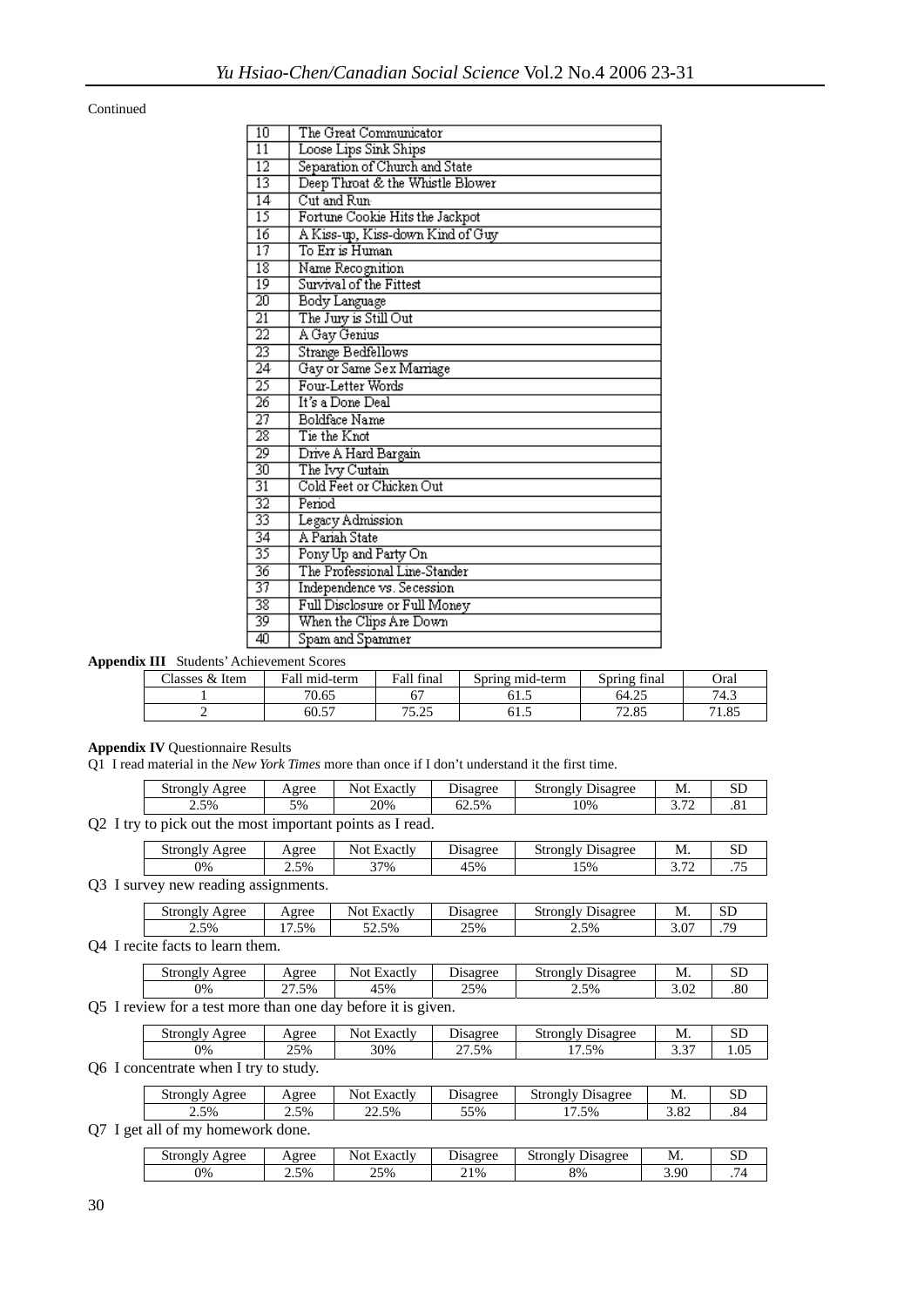Continued

| | |
|---|---|
| 10 | The Great Communicator |
| 11 | Loose Lips Sink Ships |
| 12 | Separation of Church and State |
| 13 | Deep Throat & the Whistle Blower |
| 14 | Cut and Run |
| 15 | Fortune Cookie Hits the Jackpot |
| 16 | A Kiss-up, Kiss-down Kind of Guy |
| 17 | To Err is Human |
| 18 | Name Recognition |
| 19 | Survival of the Fittest |
| 20 | Body Language |
| 21 | The Jury is Still Out |
| 22 | A Gay Genius |
| 23 | Strange Bedfellows |
| 24 | Gay or Same Sex Marriage |
| 25 | Four-Letter Words |
| 26 | It's a Done Deal |
| 27 | Boldface Name |
| 28 | Tie the Knot |
| 29 | Drive A Hard Bargain |
| 30 | The Ivy Curtain |
| 31 | Cold Feet or Chicken Out |
| 32 | Period |
| 33 | Legacy Admission |
| 34 | A Pariah State |
| 35 | Pony Up and Party On |
| 36 | The Professional Line-Stander |
| 37 | Independence vs. Secession |
| 38 | Full Disclosure or Full Money |
| 39 | When the Clips Are Down |
| 40 | Spam and Spammer |

**Appendix III** Students' Achievement Scores

| Classes & Item | Fall mid-term | Fall final | Spring mid-term | Spring final | Oral |
|---|---|---|---|---|---|
| 1 | 70.65 | 67 | 61.5 | 64.25 | 74.3 |
| 2 | 60.57 | 75.25 | 61.5 | 72.85 | 71.85 |

**Appendix IV** Questionnaire Results

Q1 I read material in the *New York Times* more than once if I don't understand it the first time.

| Strongly Agree | Agree | Not Exactly | Disagree | Strongly Disagree | M. | SD |
|---|---|---|---|---|---|---|
| 2.5% | 5% | 20% | 62.5% | 10% | 3.72 | .81 |

Q2 I try to pick out the most important points as I read.

| Strongly Agree | Agree | Not Exactly | Disagree | Strongly Disagree | M. | SD |
|---|---|---|---|---|---|---|
| 0% | 2.5% | 37% | 45% | 15% | 3.72 | .75 |

Q3 I survey new reading assignments.

| Strongly Agree | Agree | Not Exactly | Disagree | Strongly Disagree | M. | SD |
|---|---|---|---|---|---|---|
| 2.5% | 17.5% | 52.5% | 25% | 2.5% | 3.07 | .79 |

Q4 I recite facts to learn them.

| Strongly Agree | Agree | Not Exactly | Disagree | Strongly Disagree | M. | SD |
|---|---|---|---|---|---|---|
| 0% | 27.5% | 45% | 25% | 2.5% | 3.02 | .80 |

Q5 I review for a test more than one day before it is given.

| Strongly Agree | Agree | Not Exactly | Disagree | Strongly Disagree | M. | SD |
|---|---|---|---|---|---|---|
| 0% | 25% | 30% | 27.5% | 17.5% | 3.37 | 1.05 |

Q6 I concentrate when I try to study.

| Strongly Agree | Agree | Not Exactly | Disagree | Strongly Disagree | M. | SD |
|---|---|---|---|---|---|---|
| 2.5% | 2.5% | 22.5% | 55% | 17.5% | 3.82 | .84 |

Q7 I get all of my homework done.

| Strongly Agree | Agree | Not Exactly | Disagree | Strongly Disagree | M. | SD |
|---|---|---|---|---|---|---|
| 0% | 2.5% | 25% | 21% | 8% | 3.90 | .74 |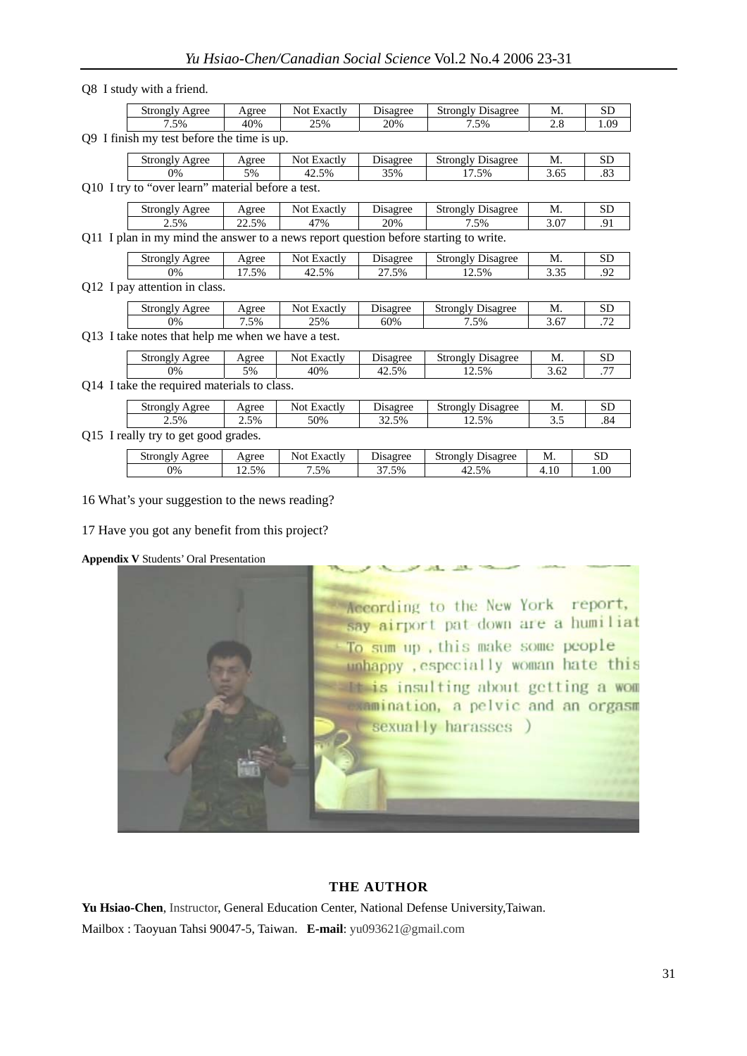Q8 I study with a friend.

| Strongly Agree | Agree | Not Exactly | Disagree | Strongly Disagree | M. | SD |
|---|---|---|---|---|---|---|
| 7.5% | 40% | 25% | 20% | 7.5% | 2.8 | 1.09 |

Q9 I finish my test before the time is up.

| Strongly Agree | Agree | Not Exactly | Disagree | Strongly Disagree | M. | SD |
|---|---|---|---|---|---|---|
| 0% | 5% | 42.5% | 35% | 17.5% | 3.65 | .83 |

Q10 I try to "over learn" material before a test.

| Strongly Agree | Agree | Not Exactly | Disagree | Strongly Disagree | M. | SD |
|---|---|---|---|---|---|---|
| 2.5% | 22.5% | 47% | 20% | 7.5% | 3.07 | .91 |

Q11 I plan in my mind the answer to a news report question before starting to write.

| Strongly Agree | Agree | Not Exactly | Disagree | Strongly Disagree | M. | SD |
|---|---|---|---|---|---|---|
| 0% | 17.5% | 42.5% | 27.5% | 12.5% | 3.35 | .92 |

Q12 I pay attention in class.

| Strongly Agree | Agree | Not Exactly | Disagree | Strongly Disagree | M. | SD |
|---|---|---|---|---|---|---|
| 0% | 7.5% | 25% | 60% | 7.5% | 3.67 | .72 |

Q13 I take notes that help me when we have a test.

| Strongly Agree | Agree | Not Exactly | Disagree | Strongly Disagree | M. | SD |
|---|---|---|---|---|---|---|
| 0% | 5% | 40% | 42.5% | 12.5% | 3.62 | .77 |

Q14 I take the required materials to class.

| Strongly Agree | Agree | Not Exactly | Disagree | Strongly Disagree | M. | SD |
|---|---|---|---|---|---|---|
| 2.5% | 2.5% | 50% | 32.5% | 12.5% | 3.5 | .84 |

Q15 I really try to get good grades.

| Strongly Agree | Agree | Not Exactly | Disagree | Strongly Disagree | M. | SD |
|---|---|---|---|---|---|---|
| 0% | 12.5% | 7.5% | 37.5% | 42.5% | 4.10 | 1.00 |

16 What's your suggestion to the news reading?

17 Have you got any benefit from this project?

**Appendix V** Students' Oral Presentation

## THE AUTHOR

**Yu Hsiao-Chen**, Instructor, General Education Center, National Defense University, Taiwan.

Mailbox : Taoyuan Tahsi 90047-5, Taiwan. **E-mail**: yu093621@gmail.com